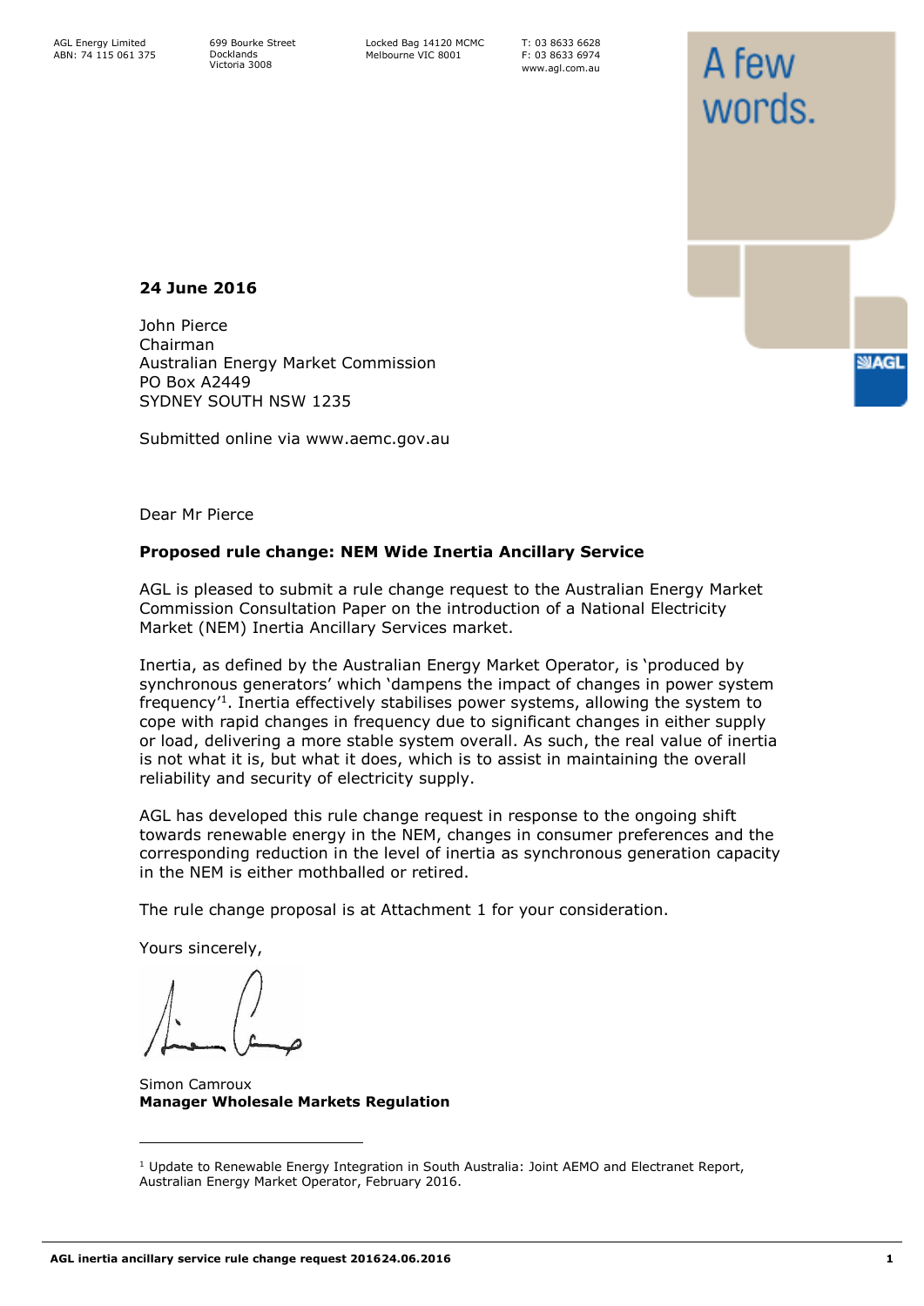AGL Energy Limited
ABN: 74 115 061 375

699 Bourke Street
Docklands
Victoria 3008

Locked Bag 14120 MCMC
Melbourne VIC 8001

T: 03 8633 6628
F: 03 8633 6974
www.agl.com.au

A few words.

**24 June 2016**

John Pierce
Chairman
Australian Energy Market Commission
PO Box A2449
SYDNEY SOUTH NSW 1235

Submitted online via www.aemc.gov.au

Dear Mr Pierce

**Proposed rule change: NEM Wide Inertia Ancillary Service**

AGL is pleased to submit a rule change request to the Australian Energy Market Commission Consultation Paper on the introduction of a National Electricity Market (NEM) Inertia Ancillary Services market.

Inertia, as defined by the Australian Energy Market Operator, is 'produced by synchronous generators' which 'dampens the impact of changes in power system frequency'[1]. Inertia effectively stabilises power systems, allowing the system to cope with rapid changes in frequency due to significant changes in either supply or load, delivering a more stable system overall. As such, the real value of inertia is not what it is, but what it does, which is to assist in maintaining the overall reliability and security of electricity supply.

AGL has developed this rule change request in response to the ongoing shift towards renewable energy in the NEM, changes in consumer preferences and the corresponding reduction in the level of inertia as synchronous generation capacity in the NEM is either mothballed or retired.

The rule change proposal is at Attachment 1 for your consideration.

Yours sincerely,

Simon Camroux
**Manager Wholesale Markets Regulation**

---

[1] Update to Renewable Energy Integration in South Australia: Joint AEMO and Electranet Report, Australian Energy Market Operator, February 2016.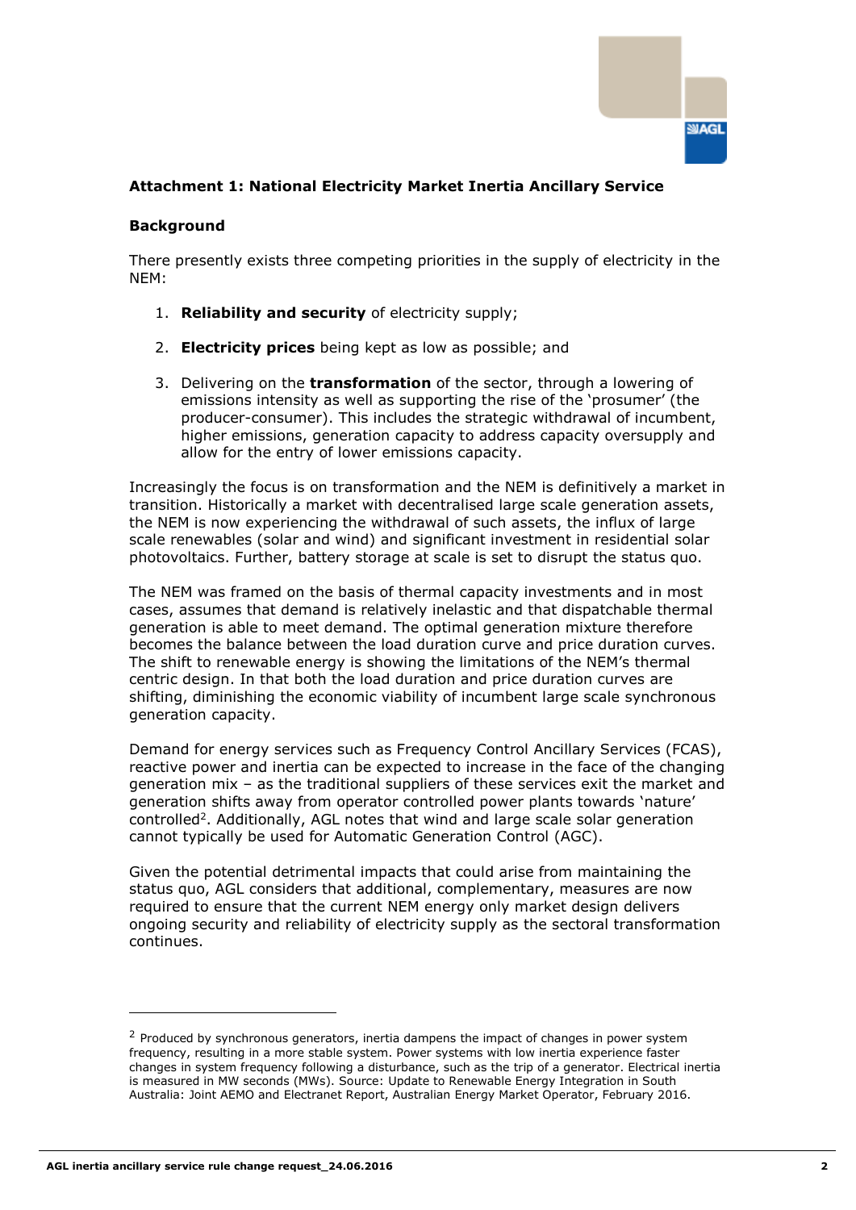**Attachment 1: National Electricity Market Inertia Ancillary Service**

**Background**

There presently exists three competing priorities in the supply of electricity in the NEM:

1. **Reliability and security** of electricity supply;
2. **Electricity prices** being kept as low as possible; and
3. Delivering on the **transformation** of the sector, through a lowering of emissions intensity as well as supporting the rise of the 'prosumer' (the producer-consumer). This includes the strategic withdrawal of incumbent, higher emissions, generation capacity to address capacity oversupply and allow for the entry of lower emissions capacity.

Increasingly the focus is on transformation and the NEM is definitively a market in transition. Historically a market with decentralised large scale generation assets, the NEM is now experiencing the withdrawal of such assets, the influx of large scale renewables (solar and wind) and significant investment in residential solar photovoltaics. Further, battery storage at scale is set to disrupt the status quo.

The NEM was framed on the basis of thermal capacity investments and in most cases, assumes that demand is relatively inelastic and that dispatchable thermal generation is able to meet demand. The optimal generation mixture therefore becomes the balance between the load duration curve and price duration curves. The shift to renewable energy is showing the limitations of the NEM's thermal centric design. In that both the load duration and price duration curves are shifting, diminishing the economic viability of incumbent large scale synchronous generation capacity.

Demand for energy services such as Frequency Control Ancillary Services (FCAS), reactive power and inertia can be expected to increase in the face of the changing generation mix – as the traditional suppliers of these services exit the market and generation shifts away from operator controlled power plants towards 'nature' controlled[2]. Additionally, AGL notes that wind and large scale solar generation cannot typically be used for Automatic Generation Control (AGC).

Given the potential detrimental impacts that could arise from maintaining the status quo, AGL considers that additional, complementary, measures are now required to ensure that the current NEM energy only market design delivers ongoing security and reliability of electricity supply as the sectoral transformation continues.

---

[2] Produced by synchronous generators, inertia dampens the impact of changes in power system frequency, resulting in a more stable system. Power systems with low inertia experience faster changes in system frequency following a disturbance, such as the trip of a generator. Electrical inertia is measured in MW seconds (MWs). Source: Update to Renewable Energy Integration in South Australia: Joint AEMO and Electranet Report, Australian Energy Market Operator, February 2016.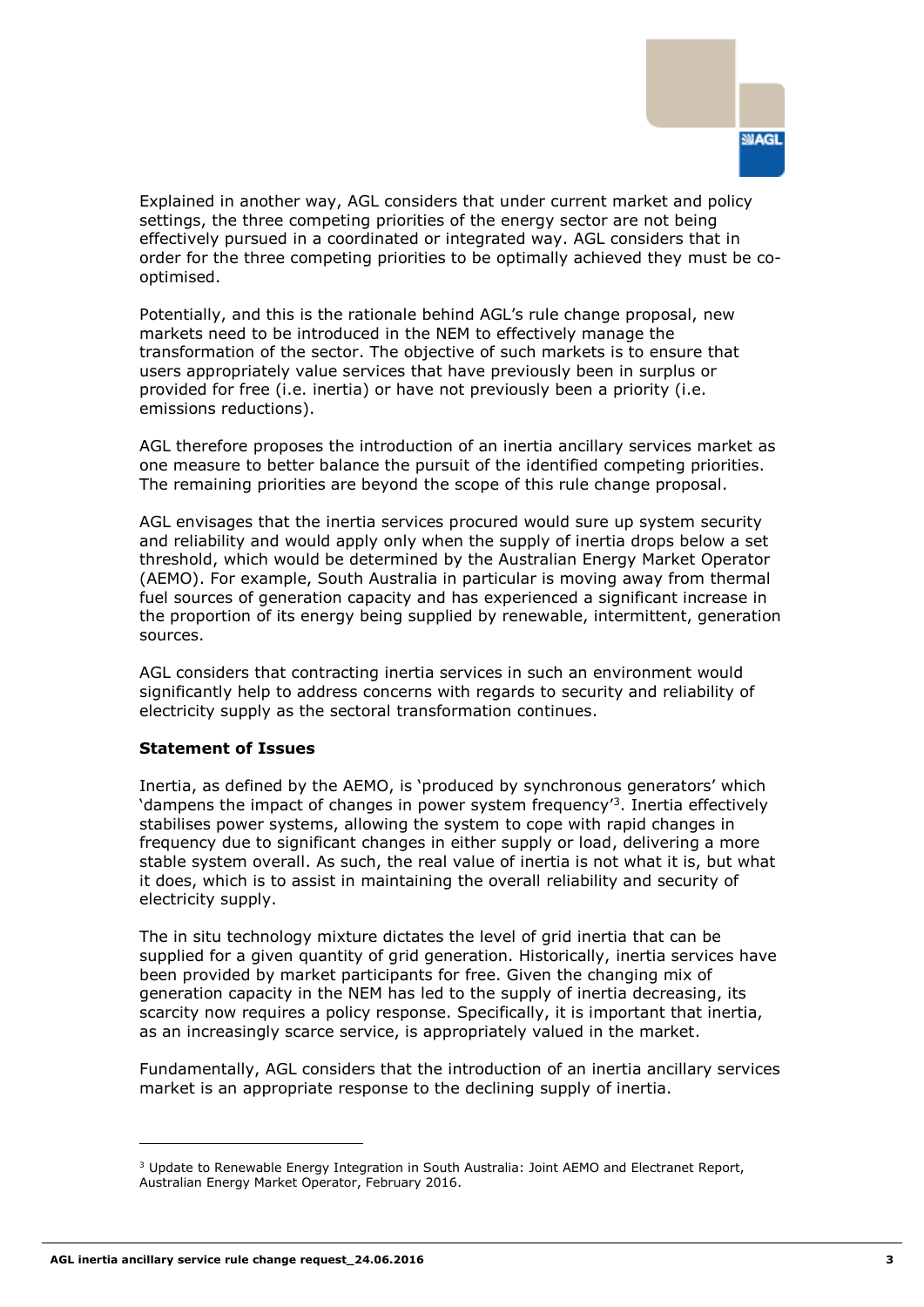Explained in another way, AGL considers that under current market and policy settings, the three competing priorities of the energy sector are not being effectively pursued in a coordinated or integrated way. AGL considers that in order for the three competing priorities to be optimally achieved they must be co-optimised.

Potentially, and this is the rationale behind AGL's rule change proposal, new markets need to be introduced in the NEM to effectively manage the transformation of the sector. The objective of such markets is to ensure that users appropriately value services that have previously been in surplus or provided for free (i.e. inertia) or have not previously been a priority (i.e. emissions reductions).

AGL therefore proposes the introduction of an inertia ancillary services market as one measure to better balance the pursuit of the identified competing priorities. The remaining priorities are beyond the scope of this rule change proposal.

AGL envisages that the inertia services procured would sure up system security and reliability and would apply only when the supply of inertia drops below a set threshold, which would be determined by the Australian Energy Market Operator (AEMO). For example, South Australia in particular is moving away from thermal fuel sources of generation capacity and has experienced a significant increase in the proportion of its energy being supplied by renewable, intermittent, generation sources.

AGL considers that contracting inertia services in such an environment would significantly help to address concerns with regards to security and reliability of electricity supply as the sectoral transformation continues.

**Statement of Issues**

Inertia, as defined by the AEMO, is 'produced by synchronous generators' which 'dampens the impact of changes in power system frequency'[3]. Inertia effectively stabilises power systems, allowing the system to cope with rapid changes in frequency due to significant changes in either supply or load, delivering a more stable system overall. As such, the real value of inertia is not what it is, but what it does, which is to assist in maintaining the overall reliability and security of electricity supply.

The in situ technology mixture dictates the level of grid inertia that can be supplied for a given quantity of grid generation. Historically, inertia services have been provided by market participants for free. Given the changing mix of generation capacity in the NEM has led to the supply of inertia decreasing, its scarcity now requires a policy response. Specifically, it is important that inertia, as an increasingly scarce service, is appropriately valued in the market.

Fundamentally, AGL considers that the introduction of an inertia ancillary services market is an appropriate response to the declining supply of inertia.

---

[3] Update to Renewable Energy Integration in South Australia: Joint AEMO and Electranet Report, Australian Energy Market Operator, February 2016.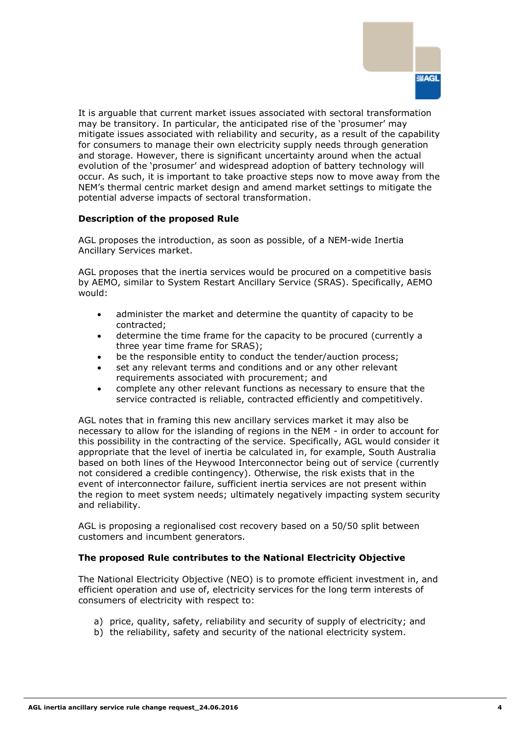It is arguable that current market issues associated with sectoral transformation may be transitory. In particular, the anticipated rise of the 'prosumer' may mitigate issues associated with reliability and security, as a result of the capability for consumers to manage their own electricity supply needs through generation and storage. However, there is significant uncertainty around when the actual evolution of the 'prosumer' and widespread adoption of battery technology will occur. As such, it is important to take proactive steps now to move away from the NEM's thermal centric market design and amend market settings to mitigate the potential adverse impacts of sectoral transformation.

**Description of the proposed Rule**

AGL proposes the introduction, as soon as possible, of a NEM-wide Inertia Ancillary Services market.

AGL proposes that the inertia services would be procured on a competitive basis by AEMO, similar to System Restart Ancillary Service (SRAS). Specifically, AEMO would:

- administer the market and determine the quantity of capacity to be contracted;
- determine the time frame for the capacity to be procured (currently a three year time frame for SRAS);
- be the responsible entity to conduct the tender/auction process;
- set any relevant terms and conditions and or any other relevant requirements associated with procurement; and
- complete any other relevant functions as necessary to ensure that the service contracted is reliable, contracted efficiently and competitively.

AGL notes that in framing this new ancillary services market it may also be necessary to allow for the islanding of regions in the NEM - in order to account for this possibility in the contracting of the service. Specifically, AGL would consider it appropriate that the level of inertia be calculated in, for example, South Australia based on both lines of the Heywood Interconnector being out of service (currently not considered a credible contingency). Otherwise, the risk exists that in the event of interconnector failure, sufficient inertia services are not present within the region to meet system needs; ultimately negatively impacting system security and reliability.

AGL is proposing a regionalised cost recovery based on a 50/50 split between customers and incumbent generators.

**The proposed Rule contributes to the National Electricity Objective**

The National Electricity Objective (NEO) is to promote efficient investment in, and efficient operation and use of, electricity services for the long term interests of consumers of electricity with respect to:

a) price, quality, safety, reliability and security of supply of electricity; and
b) the reliability, safety and security of the national electricity system.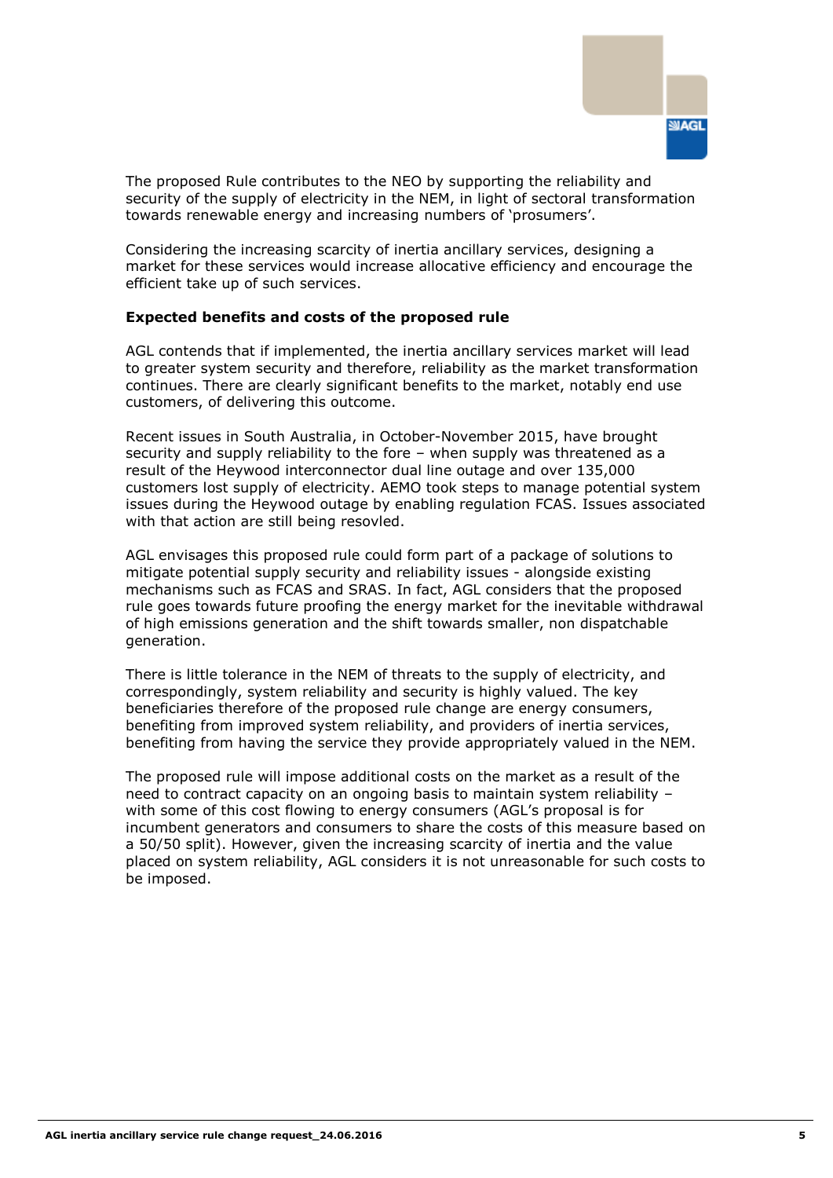The proposed Rule contributes to the NEO by supporting the reliability and security of the supply of electricity in the NEM, in light of sectoral transformation towards renewable energy and increasing numbers of 'prosumers'.

Considering the increasing scarcity of inertia ancillary services, designing a market for these services would increase allocative efficiency and encourage the efficient take up of such services.

**Expected benefits and costs of the proposed rule**

AGL contends that if implemented, the inertia ancillary services market will lead to greater system security and therefore, reliability as the market transformation continues. There are clearly significant benefits to the market, notably end use customers, of delivering this outcome.

Recent issues in South Australia, in October-November 2015, have brought security and supply reliability to the fore – when supply was threatened as a result of the Heywood interconnector dual line outage and over 135,000 customers lost supply of electricity. AEMO took steps to manage potential system issues during the Heywood outage by enabling regulation FCAS. Issues associated with that action are still being resovled.

AGL envisages this proposed rule could form part of a package of solutions to mitigate potential supply security and reliability issues - alongside existing mechanisms such as FCAS and SRAS. In fact, AGL considers that the proposed rule goes towards future proofing the energy market for the inevitable withdrawal of high emissions generation and the shift towards smaller, non dispatchable generation.

There is little tolerance in the NEM of threats to the supply of electricity, and correspondingly, system reliability and security is highly valued. The key beneficiaries therefore of the proposed rule change are energy consumers, benefiting from improved system reliability, and providers of inertia services, benefiting from having the service they provide appropriately valued in the NEM.

The proposed rule will impose additional costs on the market as a result of the need to contract capacity on an ongoing basis to maintain system reliability – with some of this cost flowing to energy consumers (AGL's proposal is for incumbent generators and consumers to share the costs of this measure based on a 50/50 split). However, given the increasing scarcity of inertia and the value placed on system reliability, AGL considers it is not unreasonable for such costs to be imposed.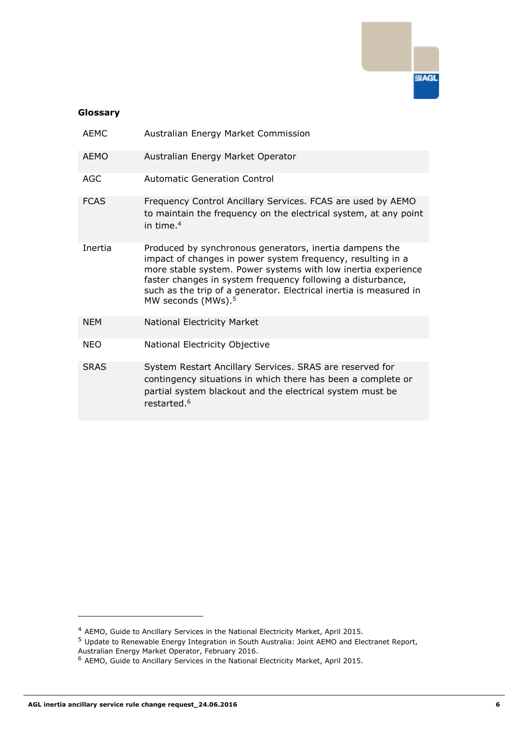**Glossary**

| | |
|---|---|
| AEMC | Australian Energy Market Commission |
| AEMO | Australian Energy Market Operator |
| AGC | Automatic Generation Control |
| FCAS | Frequency Control Ancillary Services. FCAS are used by AEMO to maintain the frequency on the electrical system, at any point in time.[4] |
| Inertia | Produced by synchronous generators, inertia dampens the impact of changes in power system frequency, resulting in a more stable system. Power systems with low inertia experience faster changes in system frequency following a disturbance, such as the trip of a generator. Electrical inertia is measured in MW seconds (MWs).[5] |
| NEM | National Electricity Market |
| NEO | National Electricity Objective |
| SRAS | System Restart Ancillary Services. SRAS are reserved for contingency situations in which there has been a complete or partial system blackout and the electrical system must be restarted.[6] |

---

[4] AEMO, Guide to Ancillary Services in the National Electricity Market, April 2015.

[5] Update to Renewable Energy Integration in South Australia: Joint AEMO and Electranet Report, Australian Energy Market Operator, February 2016.

[6] AEMO, Guide to Ancillary Services in the National Electricity Market, April 2015.